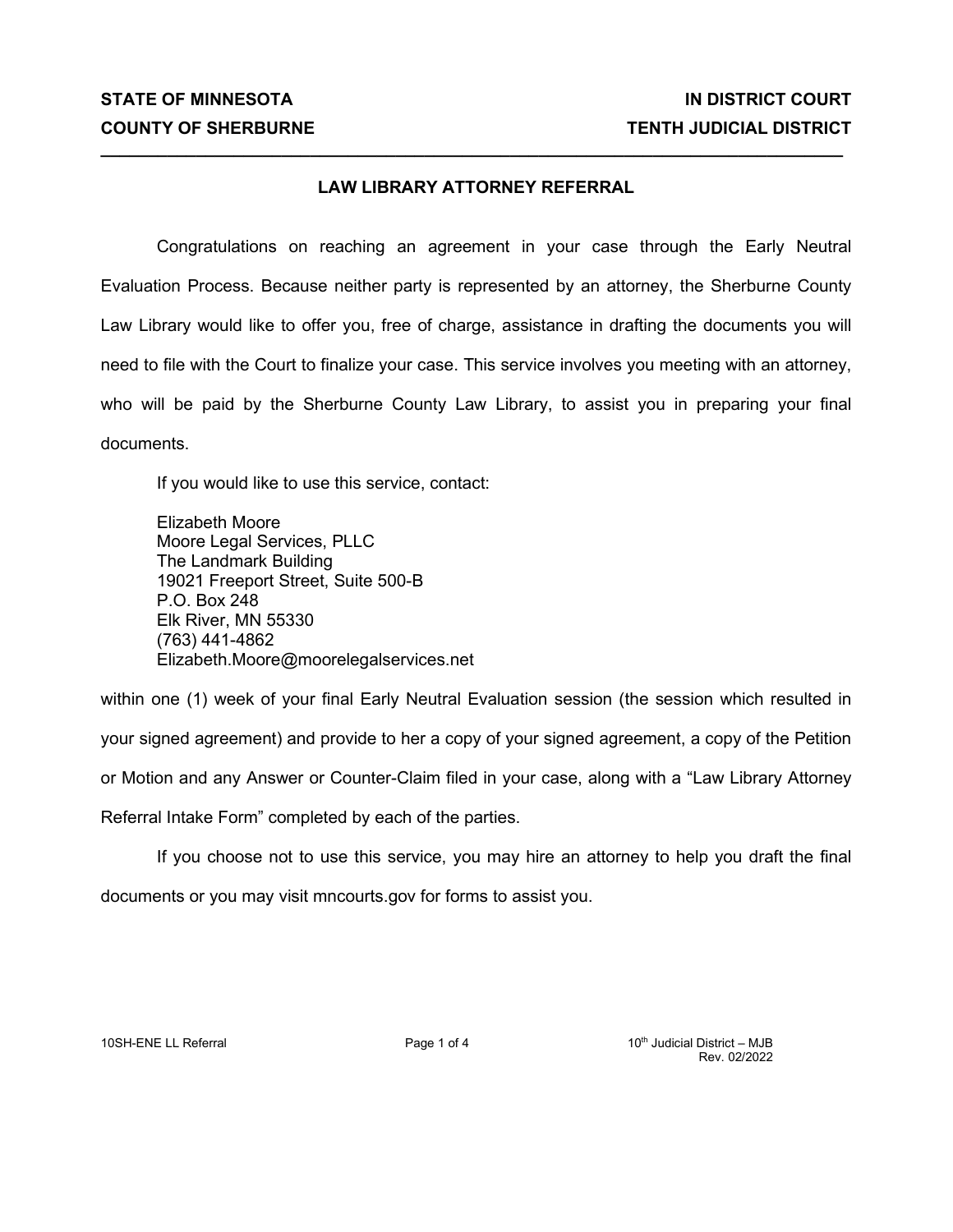**STATE OF MINNESOTA** **IN DISTRICT COURT**
**COUNTY OF SHERBURNE** **TENTH JUDICIAL DISTRICT**

---

## LAW LIBRARY ATTORNEY REFERRAL

Congratulations on reaching an agreement in your case through the Early Neutral Evaluation Process. Because neither party is represented by an attorney, the Sherburne County Law Library would like to offer you, free of charge, assistance in drafting the documents you will need to file with the Court to finalize your case. This service involves you meeting with an attorney, who will be paid by the Sherburne County Law Library, to assist you in preparing your final documents.

If you would like to use this service, contact:

Elizabeth Moore
Moore Legal Services, PLLC
The Landmark Building
19021 Freeport Street, Suite 500-B
P.O. Box 248
Elk River, MN 55330
(763) 441-4862
Elizabeth.Moore@moorelegalservices.net

within one (1) week of your final Early Neutral Evaluation session (the session which resulted in your signed agreement) and provide to her a copy of your signed agreement, a copy of the Petition or Motion and any Answer or Counter-Claim filed in your case, along with a "Law Library Attorney Referral Intake Form" completed by each of the parties.

If you choose not to use this service, you may hire an attorney to help you draft the final documents or you may visit mncourts.gov for forms to assist you.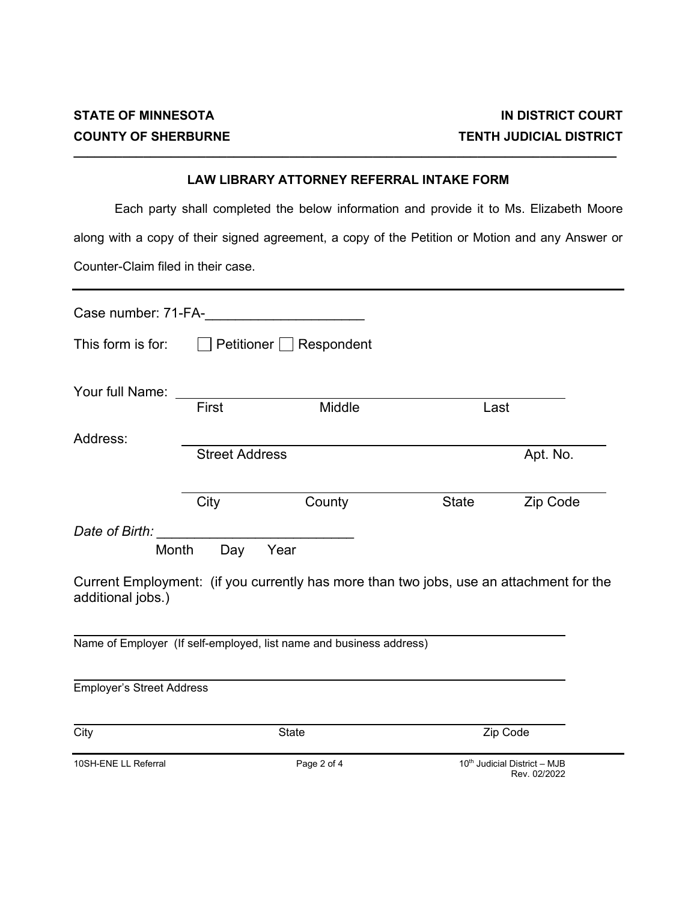**STATE OF MINNESOTA** | **IN DISTRICT COURT**
**COUNTY OF SHERBURNE** | **TENTH JUDICIAL DISTRICT**

---

**LAW LIBRARY ATTORNEY REFERRAL INTAKE FORM**

Each party shall completed the below information and provide it to Ms. Elizabeth Moore along with a copy of their signed agreement, a copy of the Petition or Motion and any Answer or Counter-Claim filed in their case.

---

Case number: 71-FA-____________________

This form is for: ☐ Petitioner ☐ Respondent

Your full Name: ______________________________________________
First Middle Last

Address: ______________________________________________
Street Address Apt. No.

______________________________________________
City County State Zip Code

*Date of Birth:* __________________________
Month Day Year

Current Employment: (if you currently has more than two jobs, use an attachment for the additional jobs.)

______________________________________________
Name of Employer (If self-employed, list name and business address)

______________________________________________
Employer's Street Address

______________________________________________
City State Zip Code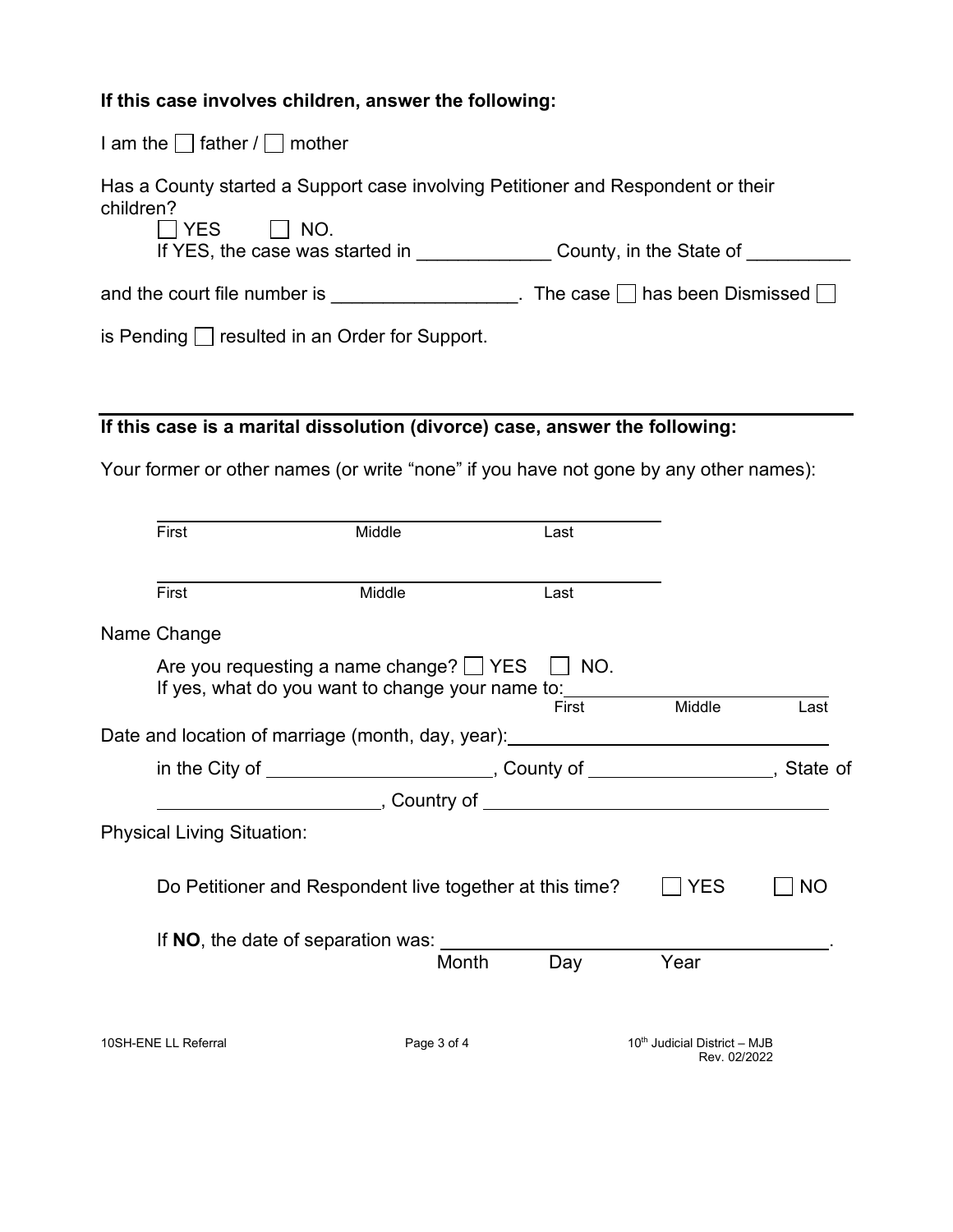**If this case involves children, answer the following:**

I am the ☐ father / ☐ mother

Has a County started a Support case involving Petitioner and Respondent or their children?

☐ YES ☐ NO.

If YES, the case was started in _____________ County, in the State of __________

and the court file number is __________________. The case ☐ has been Dismissed ☐ is Pending ☐ resulted in an Order for Support.

---

**If this case is a marital dissolution (divorce) case, answer the following:**

Your former or other names (or write "none" if you have not gone by any other names):

______________________________________________
First Middle Last

______________________________________________
First Middle Last

Name Change

Are you requesting a name change? ☐ YES ☐ NO.

If yes, what do you want to change your name to: ______________________________
First Middle Last

Date and location of marriage (month, day, year): ______________________________

in the City of ______________________, County of __________________, State of ______________________, Country of ________________________________

Physical Living Situation:

Do Petitioner and Respondent live together at this time? ☐ YES ☐ NO

If **NO**, the date of separation was: ________________________________________.
Month Day Year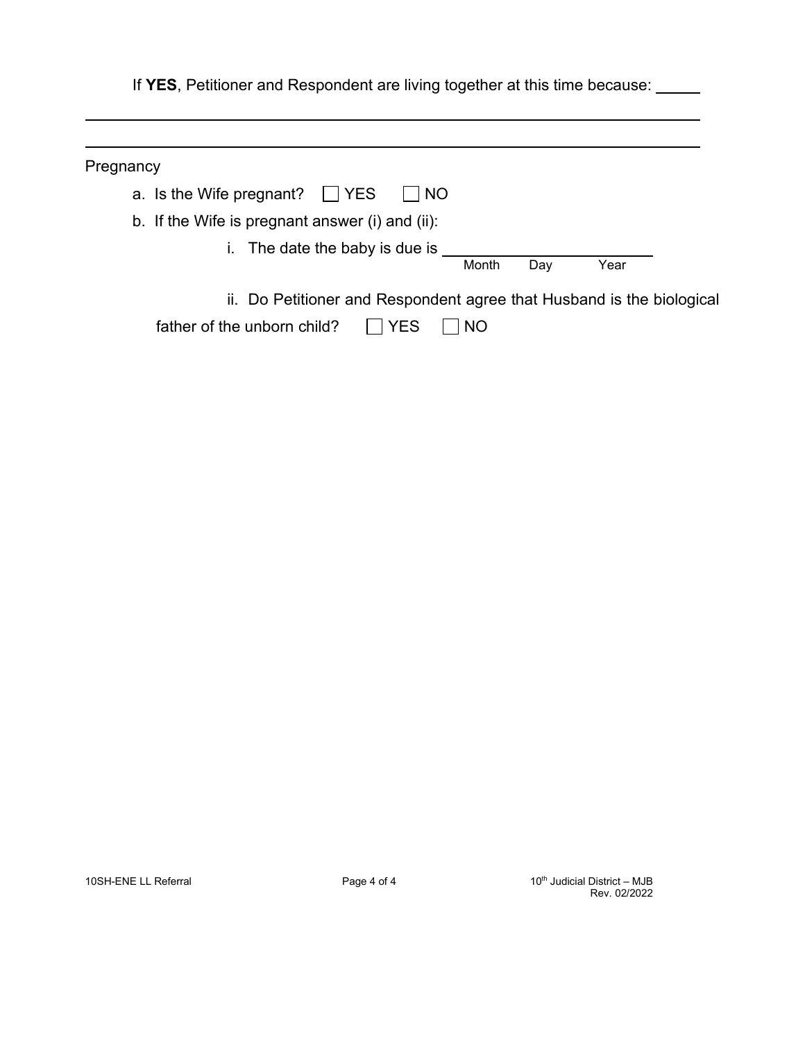If **YES**, Petitioner and Respondent are living together at this time because: _____

______________________________________________________________________

______________________________________________________________________

Pregnancy

a. Is the Wife pregnant? ☐ YES ☐ NO

b. If the Wife is pregnant answer (i) and (ii):

i. The date the baby is due is ________________________
Month Day Year

ii. Do Petitioner and Respondent agree that Husband is the biological father of the unborn child? ☐ YES ☐ NO